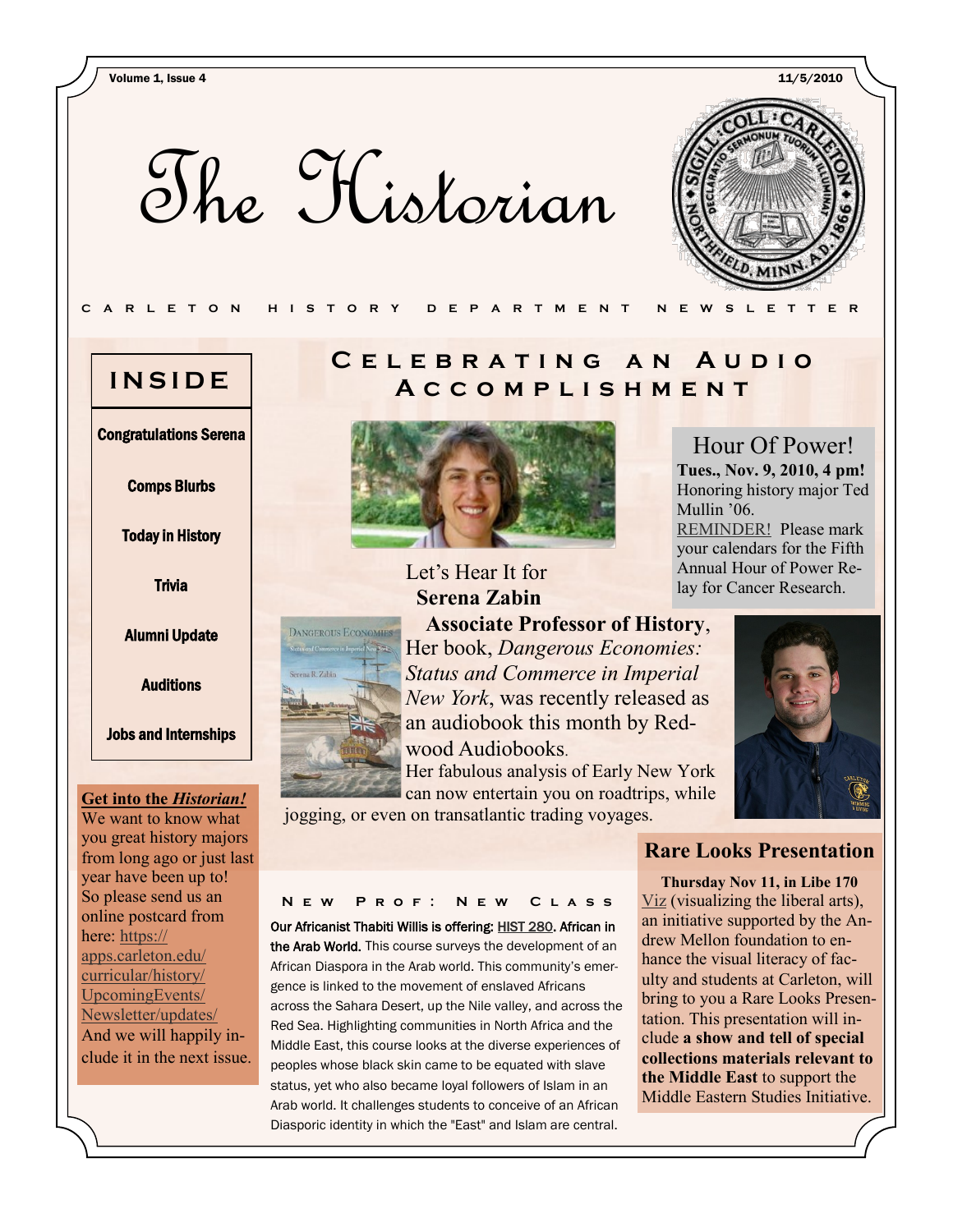# The Historian

CARLETON HISTORY DEPARTMENT NEWSLETTER

## INSIDE

- Congratulations Serena
- Comps Blurbs
- Today in History
- Trivia
- Alumni Update
- Auditions
- Jobs and Internships

**Get into the *Historian!***
We want to know what you great history majors from long ago or just last year have been up to! So please send us an online postcard from here: https://apps.carleton.edu/curricular/history/UpcomingEvents/Newsletter/updates/ And we will happily include it in the next issue.

## Celebrating an Audio Accomplishment

Let's Hear It for **Serena Zabin**
**Associate Professor of History**, Her book, *Dangerous Economies: Status and Commerce in Imperial New York*, was recently released as an audiobook this month by Redwood Audiobooks.
Her fabulous analysis of Early New York can now entertain you on roadtrips, while jogging, or even on transatlantic trading voyages.

## Hour Of Power!

**Tues., Nov. 9, 2010, 4 pm!**
Honoring history major Ted Mullin '06.
REMINDER! Please mark your calendars for the Fifth Annual Hour of Power Relay for Cancer Research.

### New Prof: New Class

**Our Africanist Thabiti Willis is offering: HIST 280. African in the Arab World.** This course surveys the development of an African Diaspora in the Arab world. This community's emergence is linked to the movement of enslaved Africans across the Sahara Desert, up the Nile valley, and across the Red Sea. Highlighting communities in North Africa and the Middle East, this course looks at the diverse experiences of peoples whose black skin came to be equated with slave status, yet who also became loyal followers of Islam in an Arab world. It challenges students to conceive of an African Diasporic identity in which the "East" and Islam are central.

## Rare Looks Presentation

**Thursday Nov 11, in Libe 170**
Viz (visualizing the liberal arts), an initiative supported by the Andrew Mellon foundation to enhance the visual literacy of faculty and students at Carleton, will bring to you a Rare Looks Presentation. This presentation will include **a show and tell of special collections materials relevant to the Middle East** to support the Middle Eastern Studies Initiative.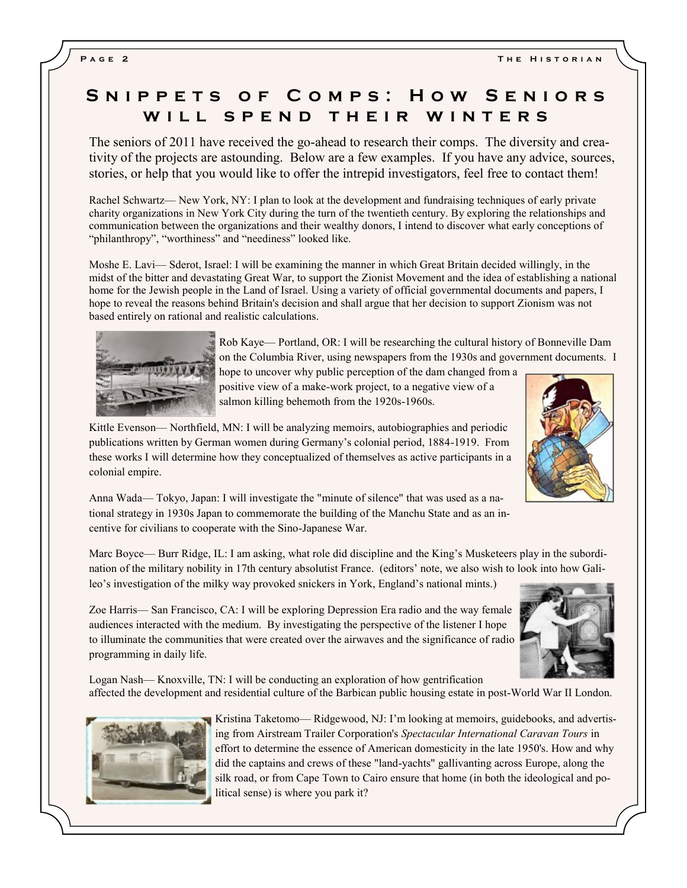# Snippets of Comps: How Seniors will spend their winters

The seniors of 2011 have received the go-ahead to research their comps. The diversity and creativity of the projects are astounding. Below are a few examples. If you have any advice, sources, stories, or help that you would like to offer the intrepid investigators, feel free to contact them!

Rachel Schwartz— New York, NY: I plan to look at the development and fundraising techniques of early private charity organizations in New York City during the turn of the twentieth century. By exploring the relationships and communication between the organizations and their wealthy donors, I intend to discover what early conceptions of "philanthropy", "worthiness" and "neediness" looked like.

Moshe E. Lavi— Sderot, Israel: I will be examining the manner in which Great Britain decided willingly, in the midst of the bitter and devastating Great War, to support the Zionist Movement and the idea of establishing a national home for the Jewish people in the Land of Israel. Using a variety of official governmental documents and papers, I hope to reveal the reasons behind Britain's decision and shall argue that her decision to support Zionism was not based entirely on rational and realistic calculations.

Rob Kaye— Portland, OR: I will be researching the cultural history of Bonneville Dam on the Columbia River, using newspapers from the 1930s and government documents. I hope to uncover why public perception of the dam changed from a positive view of a make-work project, to a negative view of a salmon killing behemoth from the 1920s-1960s.

Kittle Evenson— Northfield, MN: I will be analyzing memoirs, autobiographies and periodic publications written by German women during Germany's colonial period, 1884-1919. From these works I will determine how they conceptualized of themselves as active participants in a colonial empire.

Anna Wada— Tokyo, Japan: I will investigate the "minute of silence" that was used as a national strategy in 1930s Japan to commemorate the building of the Manchu State and as an incentive for civilians to cooperate with the Sino-Japanese War.

Marc Boyce— Burr Ridge, IL: I am asking, what role did discipline and the King's Musketeers play in the subordination of the military nobility in 17th century absolutist France. (editors' note, we also wish to look into how Galileo's investigation of the milky way provoked snickers in York, England's national mints.)

Zoe Harris— San Francisco, CA: I will be exploring Depression Era radio and the way female audiences interacted with the medium. By investigating the perspective of the listener I hope to illuminate the communities that were created over the airwaves and the significance of radio programming in daily life.

Logan Nash— Knoxville, TN: I will be conducting an exploration of how gentrification affected the development and residential culture of the Barbican public housing estate in post-World War II London.

Kristina Taketomo— Ridgewood, NJ: I'm looking at memoirs, guidebooks, and advertising from Airstream Trailer Corporation's *Spectacular International Caravan Tours* in effort to determine the essence of American domesticity in the late 1950's. How and why did the captains and crews of these "land-yachts" gallivanting across Europe, along the silk road, or from Cape Town to Cairo ensure that home (in both the ideological and political sense) is where you park it?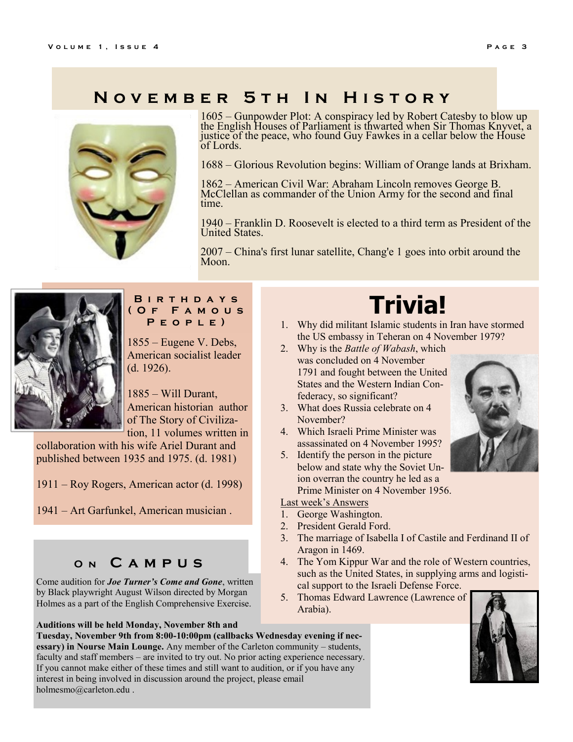## November 5th In History

1605 – Gunpowder Plot: A conspiracy led by Robert Catesby to blow up the English Houses of Parliament is thwarted when Sir Thomas Knyvet, a justice of the peace, who found Guy Fawkes in a cellar below the House of Lords.

1688 – Glorious Revolution begins: William of Orange lands at Brixham.

1862 – American Civil War: Abraham Lincoln removes George B. McClellan as commander of the Union Army for the second and final time.

1940 – Franklin D. Roosevelt is elected to a third term as President of the United States.

2007 – China's first lunar satellite, Chang'e 1 goes into orbit around the Moon.

### Birthdays (Of Famous People)

1855 – Eugene V. Debs, American socialist leader (d. 1926).

1885 – Will Durant, American historian author of The Story of Civilization, 11 volumes written in collaboration with his wife Ariel Durant and published between 1935 and 1975. (d. 1981)

1911 – Roy Rogers, American actor (d. 1998)

1941 – Art Garfunkel, American musician .

### On Campus

Come audition for ***Joe Turner's Come and Gone***, written by Black playwright August Wilson directed by Morgan Holmes as a part of the English Comprehensive Exercise.

**Auditions will be held Monday, November 8th and Tuesday, November 9th from 8:00-10:00pm (callbacks Wednesday evening if necessary) in Nourse Main Lounge.** Any member of the Carleton community – students, faculty and staff members – are invited to try out. No prior acting experience necessary. If you cannot make either of these times and still want to audition, or if you have any interest in being involved in discussion around the project, please email holmesmo@carleton.edu .

## Trivia!

1. Why did militant Islamic students in Iran have stormed the US embassy in Teheran on 4 November 1979?
2. Why is the *Battle of Wabash*, which was concluded on 4 November 1791 and fought between the United States and the Western Indian Confederacy, so significant?
3. What does Russia celebrate on 4 November?
4. Which Israeli Prime Minister was assassinated on 4 November 1995?
5. Identify the person in the picture below and state why the Soviet Union overran the country he led as a Prime Minister on 4 November 1956.

<u>Last week's Answers</u>

1. George Washington.
2. President Gerald Ford.
3. The marriage of Isabella I of Castile and Ferdinand II of Aragon in 1469.
4. The Yom Kippur War and the role of Western countries, such as the United States, in supplying arms and logistical support to the Israeli Defense Force.
5. Thomas Edward Lawrence (Lawrence of Arabia).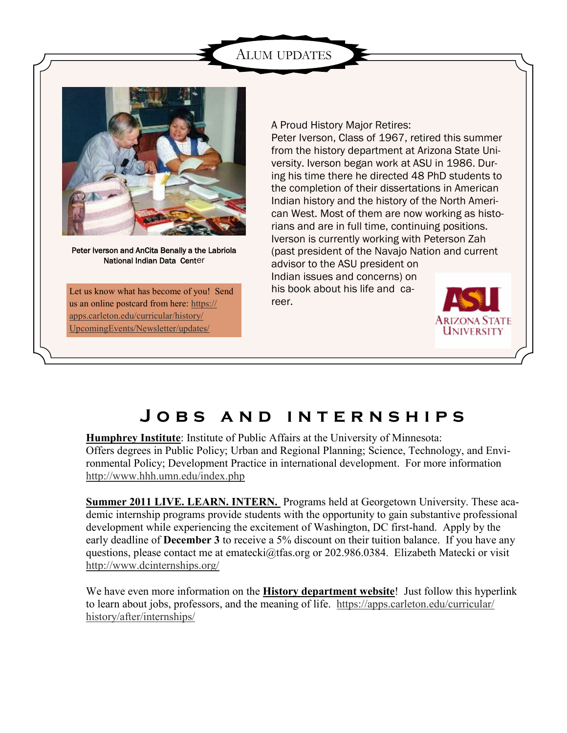## Alum updates

Peter Iverson and AnCita Benally a the Labriola National Indian Data Center

Let us know what has become of you! Send us an online postcard from here: https://apps.carleton.edu/curricular/history/UpcomingEvents/Newsletter/updates/

A Proud History Major Retires:
Peter Iverson, Class of 1967, retired this summer from the history department at Arizona State University. Iverson began work at ASU in 1986. During his time there he directed 48 PhD students to the completion of their dissertations in American Indian history and the history of the North American West. Most of them are now working as historians and are in full time, continuing positions. Iverson is currently working with Peterson Zah (past president of the Navajo Nation and current advisor to the ASU president on Indian issues and concerns) on his book about his life and career.

# Jobs and internships

**Humphrey Institute**: Institute of Public Affairs at the University of Minnesota:
Offers degrees in Public Policy; Urban and Regional Planning; Science, Technology, and Environmental Policy; Development Practice in international development. For more information http://www.hhh.umn.edu/index.php

**Summer 2011 LIVE. LEARN. INTERN.** Programs held at Georgetown University. These academic internship programs provide students with the opportunity to gain substantive professional development while experiencing the excitement of Washington, DC first-hand. Apply by the early deadline of **December 3** to receive a 5% discount on their tuition balance. If you have any questions, please contact me at ematecki@tfas.org or 202.986.0384. Elizabeth Matecki or visit http://www.dcinternships.org/

We have even more information on the **History department website**! Just follow this hyperlink to learn about jobs, professors, and the meaning of life. https://apps.carleton.edu/curricular/history/after/internships/